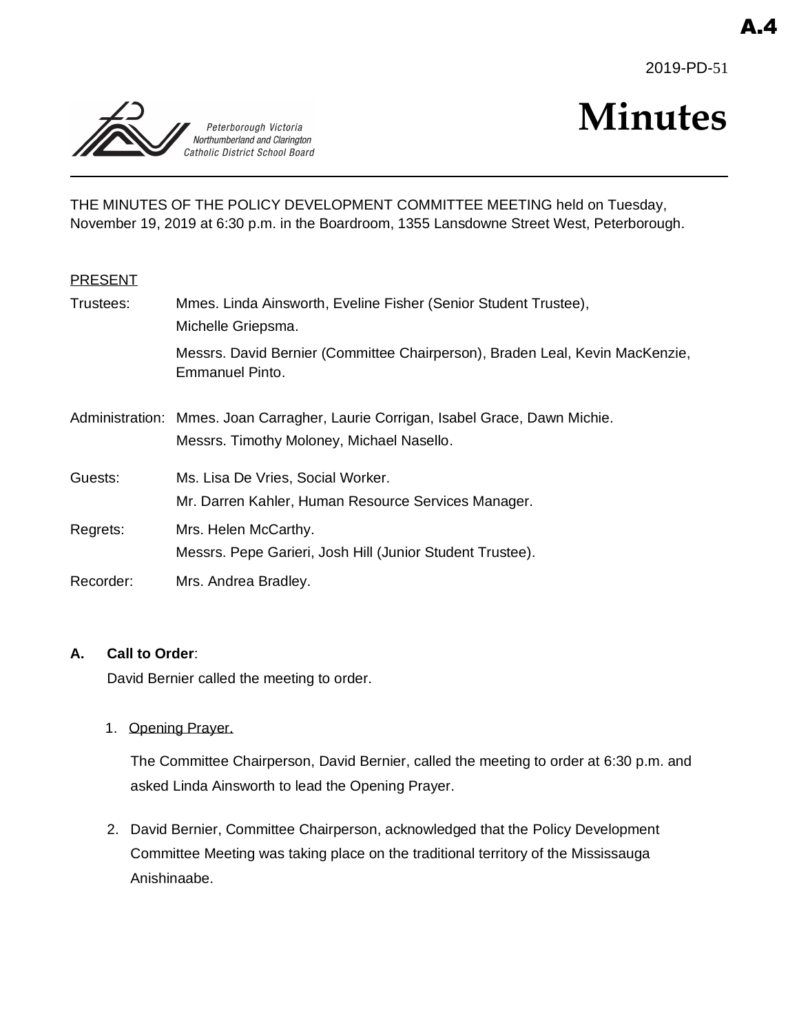A.4

2019-PD-51

# Minutes

Peterborough Victoria Northumberland and Clarington Catholic District School Board

THE MINUTES OF THE POLICY DEVELOPMENT COMMITTEE MEETING held on Tuesday, November 19, 2019 at 6:30 p.m. in the Boardroom, 1355 Lansdowne Street West, Peterborough.

PRESENT

Trustees: Mmes. Linda Ainsworth, Eveline Fisher (Senior Student Trustee), Michelle Griepsma.

Messrs. David Bernier (Committee Chairperson), Braden Leal, Kevin MacKenzie, Emmanuel Pinto.

Administration: Mmes. Joan Carragher, Laurie Corrigan, Isabel Grace, Dawn Michie.

Messrs. Timothy Moloney, Michael Nasello.

Guests: Ms. Lisa De Vries, Social Worker.

Mr. Darren Kahler, Human Resource Services Manager.

Regrets: Mrs. Helen McCarthy.

Messrs. Pepe Garieri, Josh Hill (Junior Student Trustee).

Recorder: Mrs. Andrea Bradley.

**A. Call to Order**:

David Bernier called the meeting to order.

1. Opening Prayer.

   The Committee Chairperson, David Bernier, called the meeting to order at 6:30 p.m. and asked Linda Ainsworth to lead the Opening Prayer.

2. David Bernier, Committee Chairperson, acknowledged that the Policy Development Committee Meeting was taking place on the traditional territory of the Mississauga Anishinaabe.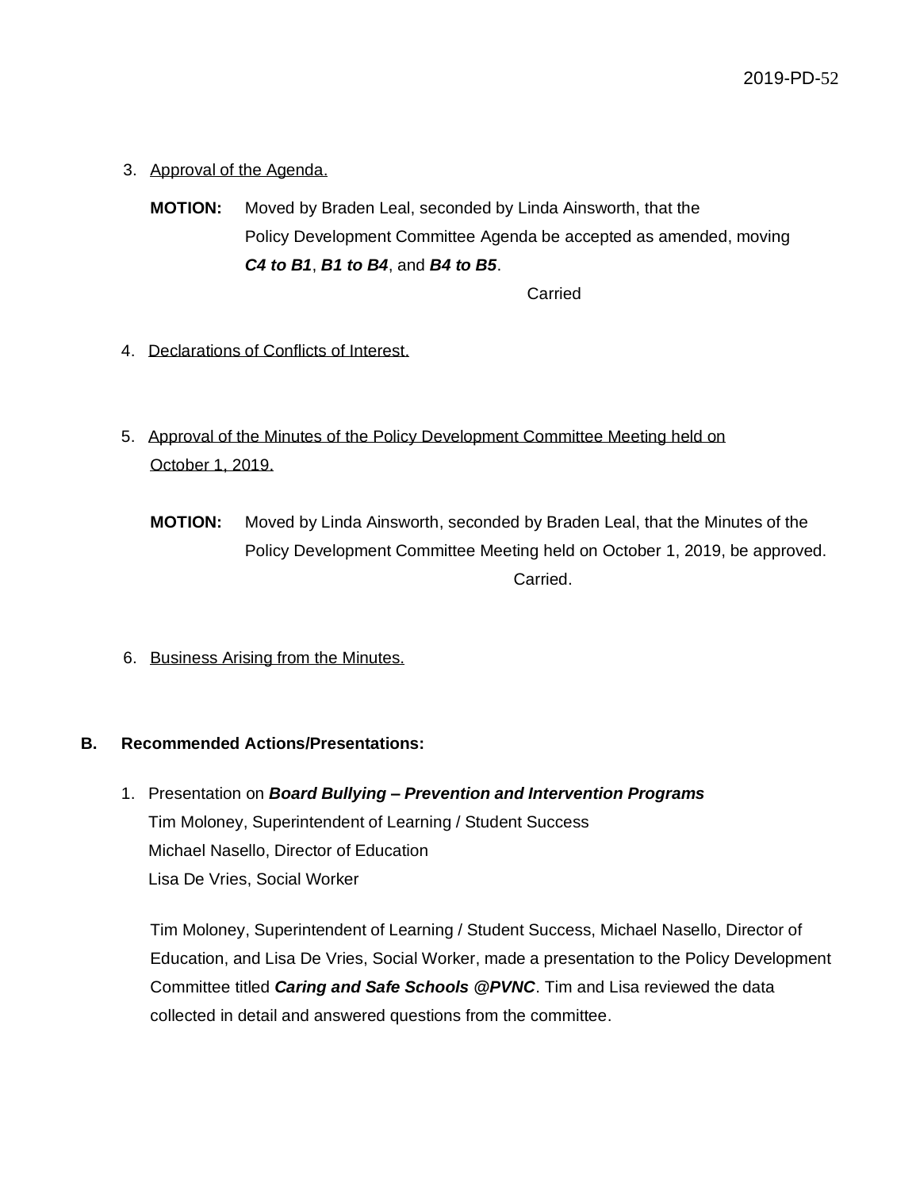3. Approval of the Agenda.

**MOTION:** Moved by Braden Leal, seconded by Linda Ainsworth, that the Policy Development Committee Agenda be accepted as amended, moving ***C4 to B1***, ***B1 to B4***, and ***B4 to B5***.

Carried

4. Declarations of Conflicts of Interest.

5. Approval of the Minutes of the Policy Development Committee Meeting held on October 1, 2019.

**MOTION:** Moved by Linda Ainsworth, seconded by Braden Leal, that the Minutes of the Policy Development Committee Meeting held on October 1, 2019, be approved.

Carried.

6. Business Arising from the Minutes.

**B. Recommended Actions/Presentations:**

1. Presentation on ***Board Bullying – Prevention and Intervention Programs***
   Tim Moloney, Superintendent of Learning / Student Success
   Michael Nasello, Director of Education
   Lisa De Vries, Social Worker

   Tim Moloney, Superintendent of Learning / Student Success, Michael Nasello, Director of Education, and Lisa De Vries, Social Worker, made a presentation to the Policy Development Committee titled ***Caring and Safe Schools @PVNC***. Tim and Lisa reviewed the data collected in detail and answered questions from the committee.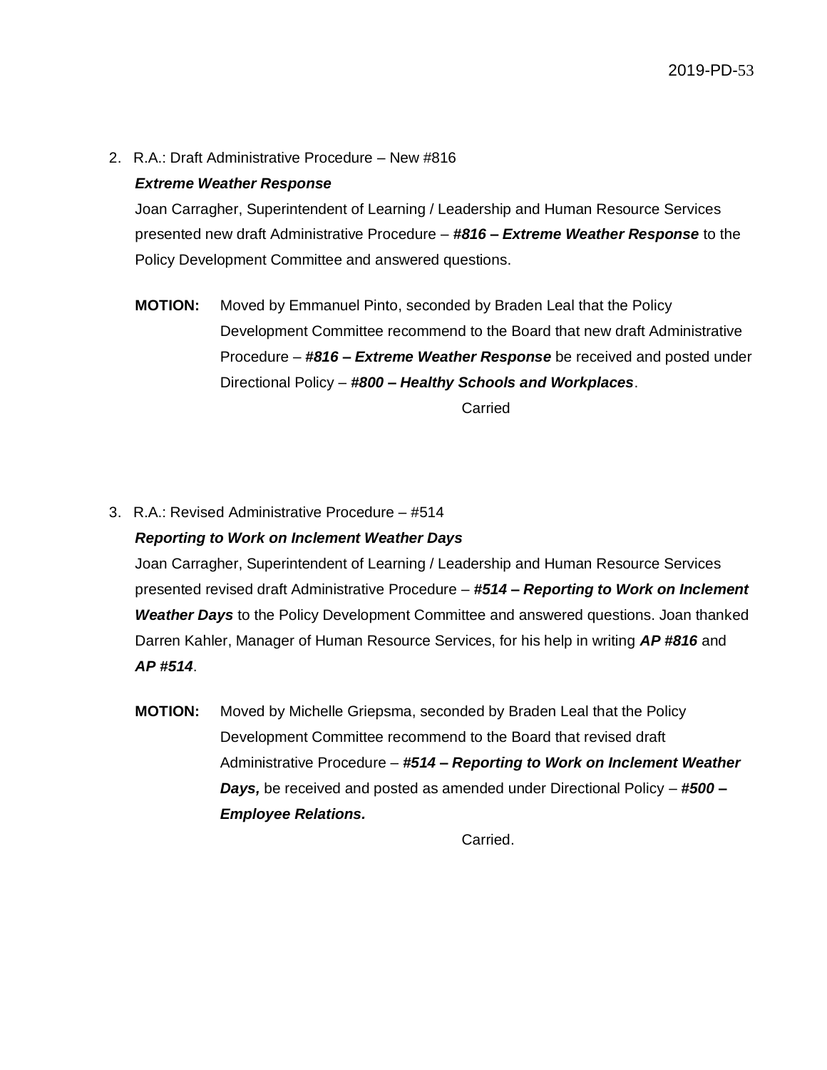2. R.A.: Draft Administrative Procedure – New #816

   ***Extreme Weather Response***

   Joan Carragher, Superintendent of Learning / Leadership and Human Resource Services presented new draft Administrative Procedure – ***#816 – Extreme Weather Response*** to the Policy Development Committee and answered questions.

   **MOTION:** Moved by Emmanuel Pinto, seconded by Braden Leal that the Policy Development Committee recommend to the Board that new draft Administrative Procedure – ***#816 – Extreme Weather Response*** be received and posted under Directional Policy – ***#800 – Healthy Schools and Workplaces***.

   Carried

3. R.A.: Revised Administrative Procedure – #514

   ***Reporting to Work on Inclement Weather Days***

   Joan Carragher, Superintendent of Learning / Leadership and Human Resource Services presented revised draft Administrative Procedure – ***#514 – Reporting to Work on Inclement Weather Days*** to the Policy Development Committee and answered questions. Joan thanked Darren Kahler, Manager of Human Resource Services, for his help in writing ***AP #816*** and ***AP #514***.

   **MOTION:** Moved by Michelle Griepsma, seconded by Braden Leal that the Policy Development Committee recommend to the Board that revised draft Administrative Procedure – ***#514 – Reporting to Work on Inclement Weather Days,*** be received and posted as amended under Directional Policy – ***#500 – Employee Relations.***

   Carried.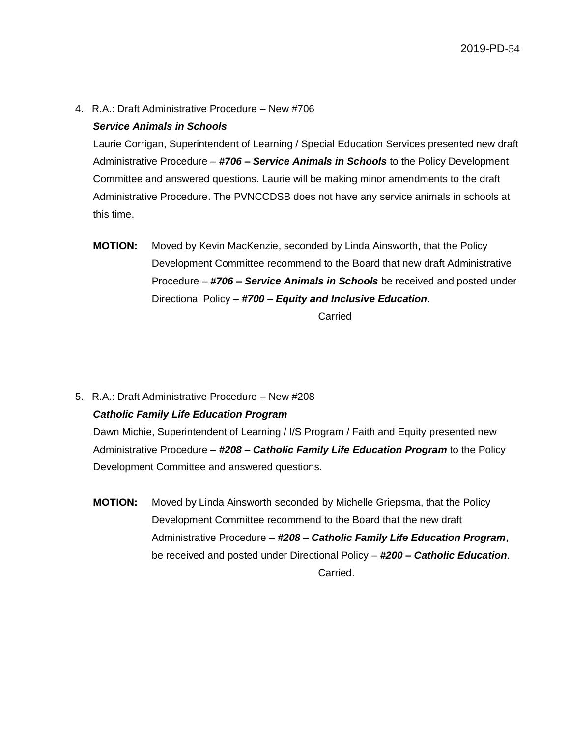4. R.A.: Draft Administrative Procedure – New #706

   ***Service Animals in Schools***

   Laurie Corrigan, Superintendent of Learning / Special Education Services presented new draft Administrative Procedure – ***#706 – Service Animals in Schools*** to the Policy Development Committee and answered questions. Laurie will be making minor amendments to the draft Administrative Procedure. The PVNCCDSB does not have any service animals in schools at this time.

   **MOTION:** Moved by Kevin MacKenzie, seconded by Linda Ainsworth, that the Policy Development Committee recommend to the Board that new draft Administrative Procedure – ***#706 – Service Animals in Schools*** be received and posted under Directional Policy – ***#700 – Equity and Inclusive Education***.

   Carried

5. R.A.: Draft Administrative Procedure – New #208

   ***Catholic Family Life Education Program***

   Dawn Michie, Superintendent of Learning / I/S Program / Faith and Equity presented new Administrative Procedure – ***#208 – Catholic Family Life Education Program*** to the Policy Development Committee and answered questions.

   **MOTION:** Moved by Linda Ainsworth seconded by Michelle Griepsma, that the Policy Development Committee recommend to the Board that the new draft Administrative Procedure – ***#208 – Catholic Family Life Education Program***, be received and posted under Directional Policy – ***#200 – Catholic Education***.

   Carried.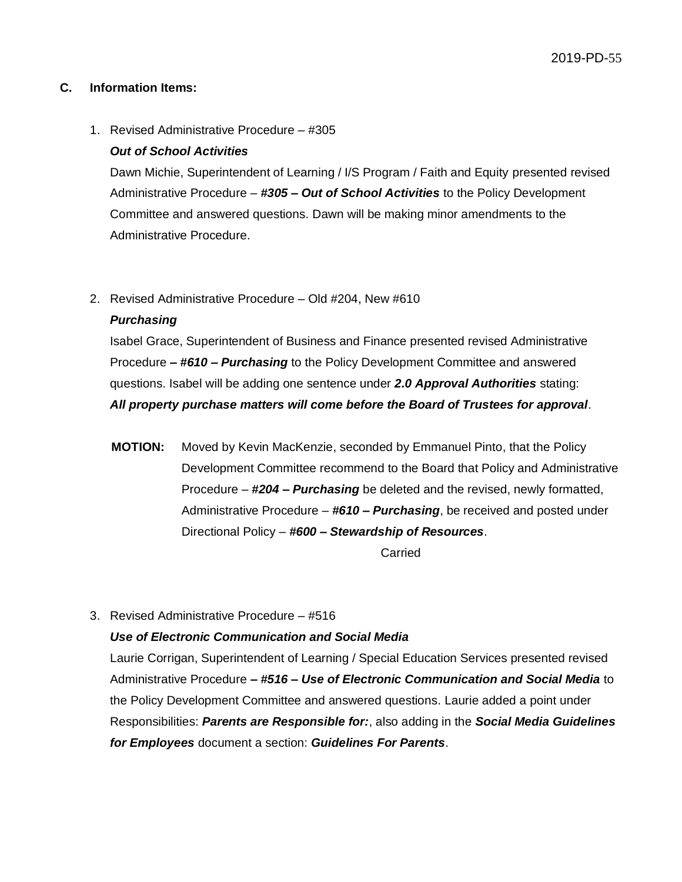## C. Information Items:

1. Revised Administrative Procedure – #305

   ***Out of School Activities***

   Dawn Michie, Superintendent of Learning / I/S Program / Faith and Equity presented revised Administrative Procedure – ***#305 – Out of School Activities*** to the Policy Development Committee and answered questions. Dawn will be making minor amendments to the Administrative Procedure.

2. Revised Administrative Procedure – Old #204, New #610

   ***Purchasing***

   Isabel Grace, Superintendent of Business and Finance presented revised Administrative Procedure ***– #610 – Purchasing*** to the Policy Development Committee and answered questions. Isabel will be adding one sentence under ***2.0 Approval Authorities*** stating: ***All property purchase matters will come before the Board of Trustees for approval***.

   **MOTION:** Moved by Kevin MacKenzie, seconded by Emmanuel Pinto, that the Policy Development Committee recommend to the Board that Policy and Administrative Procedure – ***#204 – Purchasing*** be deleted and the revised, newly formatted, Administrative Procedure – ***#610 – Purchasing***, be received and posted under Directional Policy – ***#600 – Stewardship of Resources***.

   Carried

3. Revised Administrative Procedure – #516

   ***Use of Electronic Communication and Social Media***

   Laurie Corrigan, Superintendent of Learning / Special Education Services presented revised Administrative Procedure ***– #516 – Use of Electronic Communication and Social Media*** to the Policy Development Committee and answered questions. Laurie added a point under Responsibilities: ***Parents are Responsible for:***, also adding in the ***Social Media Guidelines for Employees*** document a section: ***Guidelines For Parents***.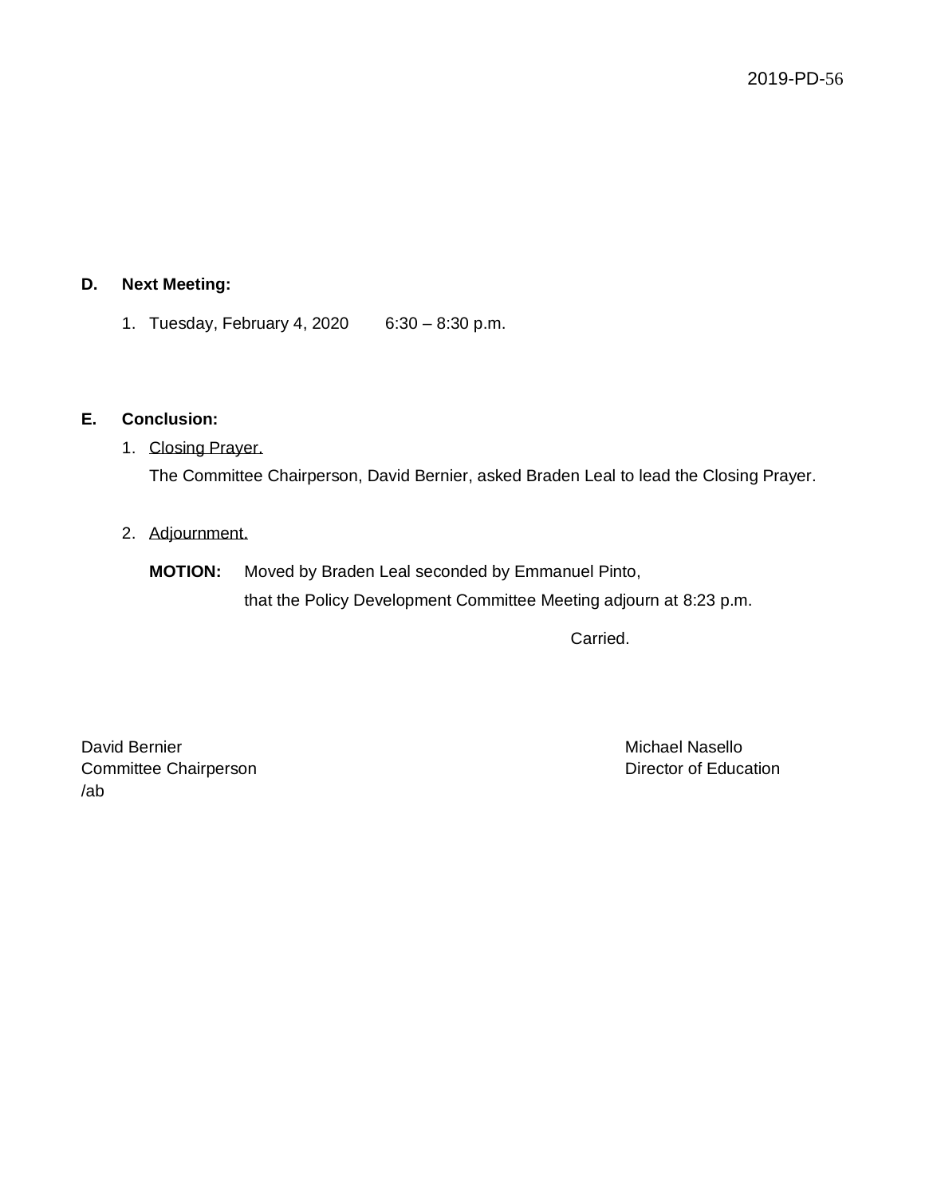2019-PD-56

**D. Next Meeting:**

1. Tuesday, February 4, 2020 6:30 – 8:30 p.m.

**E. Conclusion:**

1. Closing Prayer.
   The Committee Chairperson, David Bernier, asked Braden Leal to lead the Closing Prayer.

2. Adjournment.

   **MOTION:** Moved by Braden Leal seconded by Emmanuel Pinto, that the Policy Development Committee Meeting adjourn at 8:23 p.m.

   Carried.

David Bernier
Committee Chairperson
/ab

Michael Nasello
Director of Education